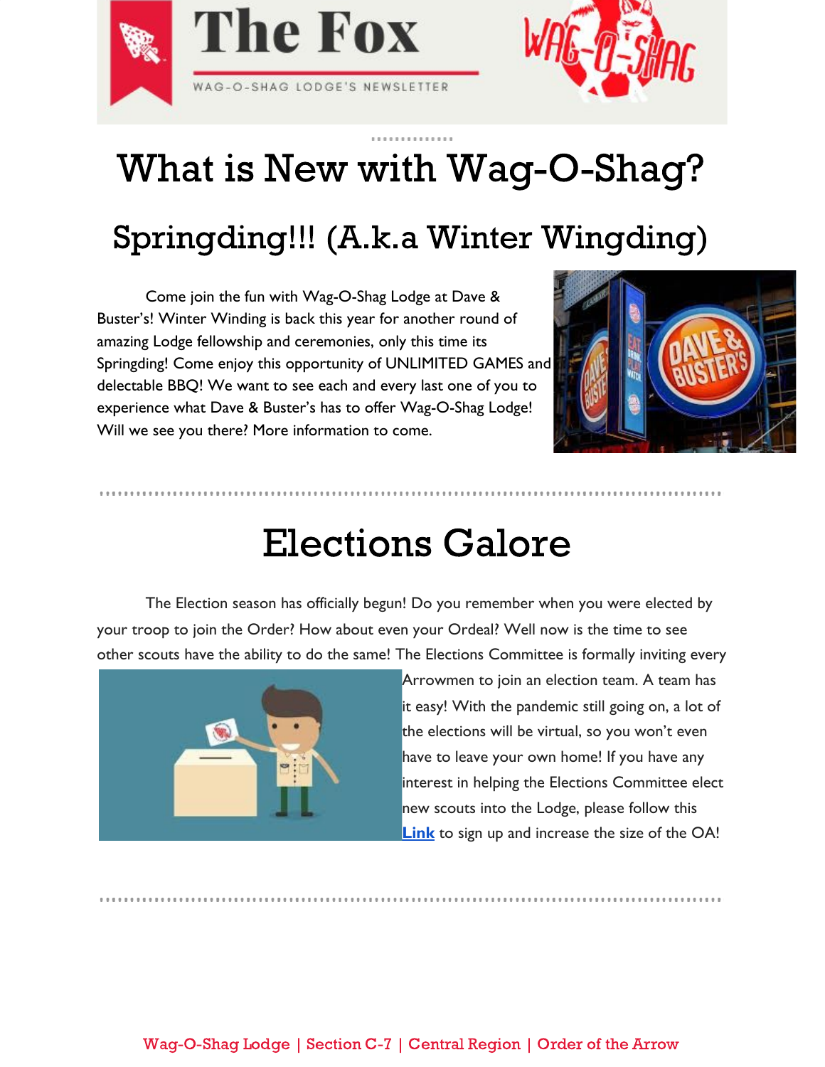# The Fox

WAG-O-SHAG LODGE'S NEWSLETTER

# What is New with Wag-O-Shag?

## Springding!!! (A.k.a Winter Wingding)

Come join the fun with Wag-O-Shag Lodge at Dave & Buster's! Winter Winding is back this year for another round of amazing Lodge fellowship and ceremonies, only this time its Springding! Come enjoy this opportunity of UNLIMITED GAMES and delectable BBQ! We want to see each and every last one of you to experience what Dave & Buster's has to offer Wag-O-Shag Lodge! Will we see you there? More information to come.

# Elections Galore

The Election season has officially begun! Do you remember when you were elected by your troop to join the Order? How about even your Ordeal? Well now is the time to see other scouts have the ability to do the same! The Elections Committee is formally inviting every Arrowmen to join an election team. A team has it easy! With the pandemic still going on, a lot of the elections will be virtual, so you won't even have to leave your own home! If you have any interest in helping the Elections Committee elect new scouts into the Lodge, please follow this **Link** to sign up and increase the size of the OA!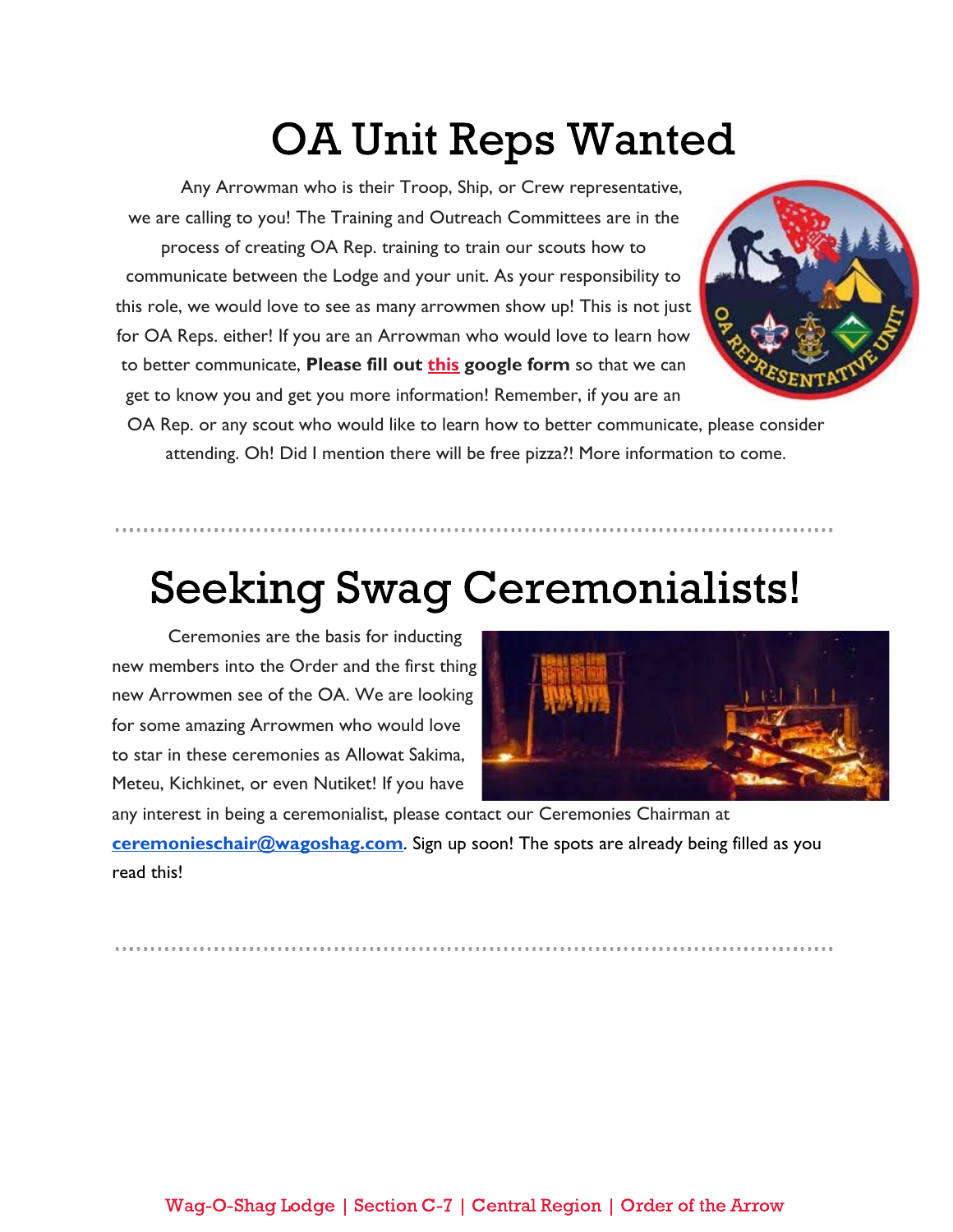# OA Unit Reps Wanted

Any Arrowman who is their Troop, Ship, or Crew representative, we are calling to you! The Training and Outreach Committees are in the process of creating OA Rep. training to train our scouts how to communicate between the Lodge and your unit. As your responsibility to this role, we would love to see as many arrowmen show up! This is not just for OA Reps. either! If you are an Arrowman who would love to learn how to better communicate, **Please fill out this google form** so that we can get to know you and get you more information! Remember, if you are an OA Rep. or any scout who would like to learn how to better communicate, please consider attending. Oh! Did I mention there will be free pizza?! More information to come.

# Seeking Swag Ceremonialists!

Ceremonies are the basis for inducting new members into the Order and the first thing new Arrowmen see of the OA. We are looking for some amazing Arrowmen who would love to star in these ceremonies as Allowat Sakima, Meteu, Kichkinet, or even Nutiket! If you have any interest in being a ceremonialist, please contact our Ceremonies Chairman at **ceremonieschair@wagoshag.com**. Sign up soon! The spots are already being filled as you read this!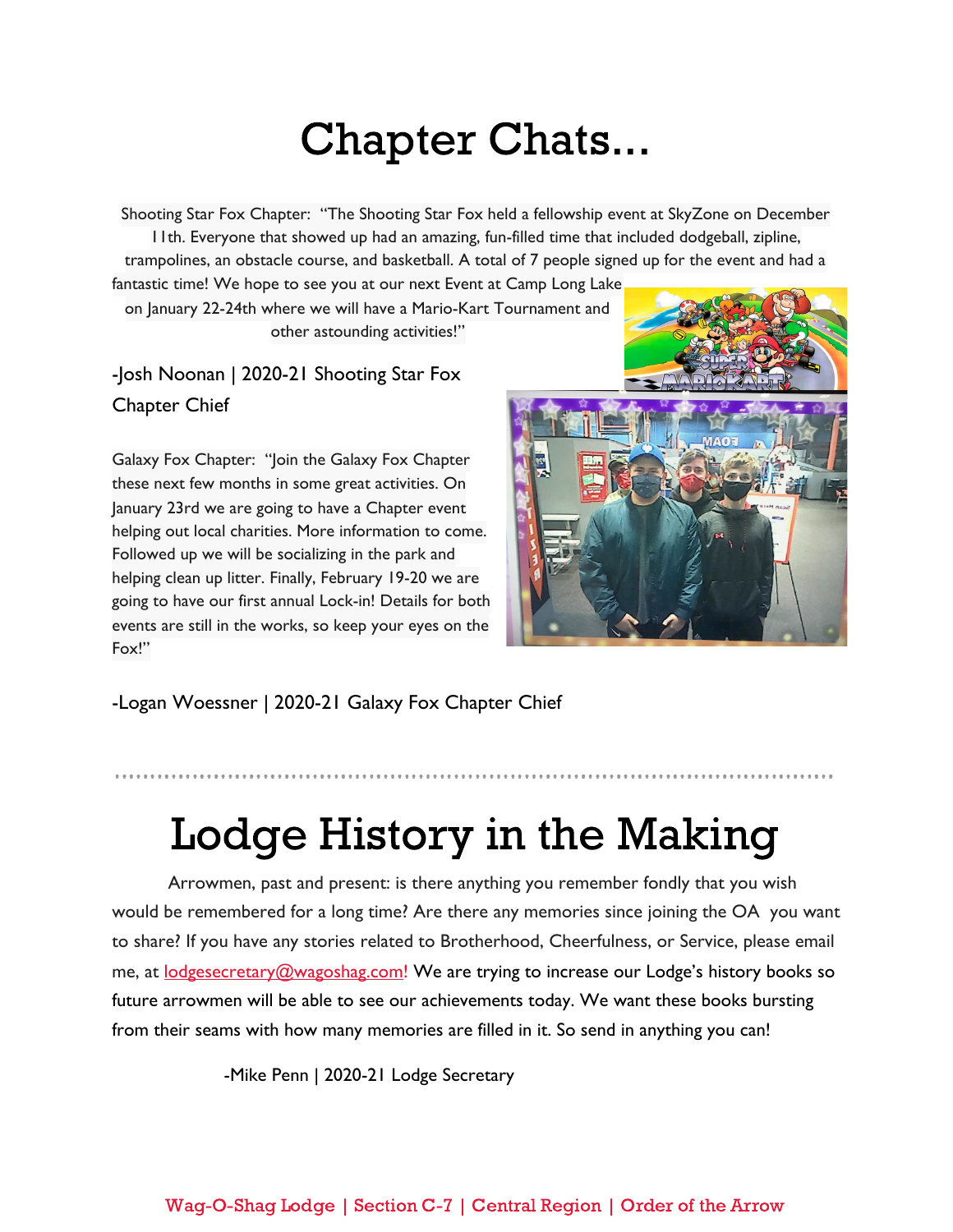# Chapter Chats...

Shooting Star Fox Chapter: "The Shooting Star Fox held a fellowship event at SkyZone on December 11th. Everyone that showed up had an amazing, fun-filled time that included dodgeball, zipline, trampolines, an obstacle course, and basketball. A total of 7 people signed up for the event and had a fantastic time! We hope to see you at our next Event at Camp Long Lake on January 22-24th where we will have a Mario-Kart Tournament and other astounding activities!"

-Josh Noonan | 2020-21 Shooting Star Fox Chapter Chief

Galaxy Fox Chapter: "Join the Galaxy Fox Chapter these next few months in some great activities. On January 23rd we are going to have a Chapter event helping out local charities. More information to come. Followed up we will be socializing in the park and helping clean up litter. Finally, February 19-20 we are going to have our first annual Lock-in! Details for both events are still in the works, so keep your eyes on the Fox!"

-Logan Woessner | 2020-21 Galaxy Fox Chapter Chief

# Lodge History in the Making

Arrowmen, past and present: is there anything you remember fondly that you wish would be remembered for a long time? Are there any memories since joining the OA you want to share? If you have any stories related to Brotherhood, Cheerfulness, or Service, please email me, at lodgesecretary@wagoshag.com! We are trying to increase our Lodge's history books so future arrowmen will be able to see our achievements today. We want these books bursting from their seams with how many memories are filled in it. So send in anything you can!

-Mike Penn | 2020-21 Lodge Secretary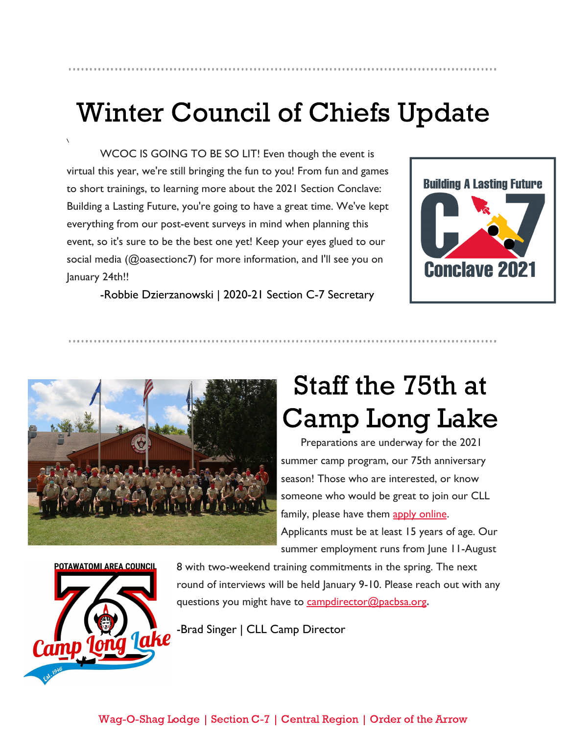# Winter Council of Chiefs Update

\

WCOC IS GOING TO BE SO LIT! Even though the event is virtual this year, we're still bringing the fun to you! From fun and games to short trainings, to learning more about the 2021 Section Conclave: Building a Lasting Future, you're going to have a great time. We've kept everything from our post-event surveys in mind when planning this event, so it's sure to be the best one yet! Keep your eyes glued to our social media (@oasectionc7) for more information, and I'll see you on January 24th!!

-Robbie Dzierzanowski | 2020-21 Section C-7 Secretary

# Staff the 75th at Camp Long Lake

Preparations are underway for the 2021 summer camp program, our 75th anniversary season! Those who are interested, or know someone who would be great to join our CLL family, please have them apply online. Applicants must be at least 15 years of age. Our summer employment runs from June 11-August 8 with two-weekend training commitments in the spring. The next round of interviews will be held January 9-10. Please reach out with any questions you might have to campdirector@pacbsa.org.

-Brad Singer | CLL Camp Director

Wag-O-Shag Lodge | Section C-7 | Central Region | Order of the Arrow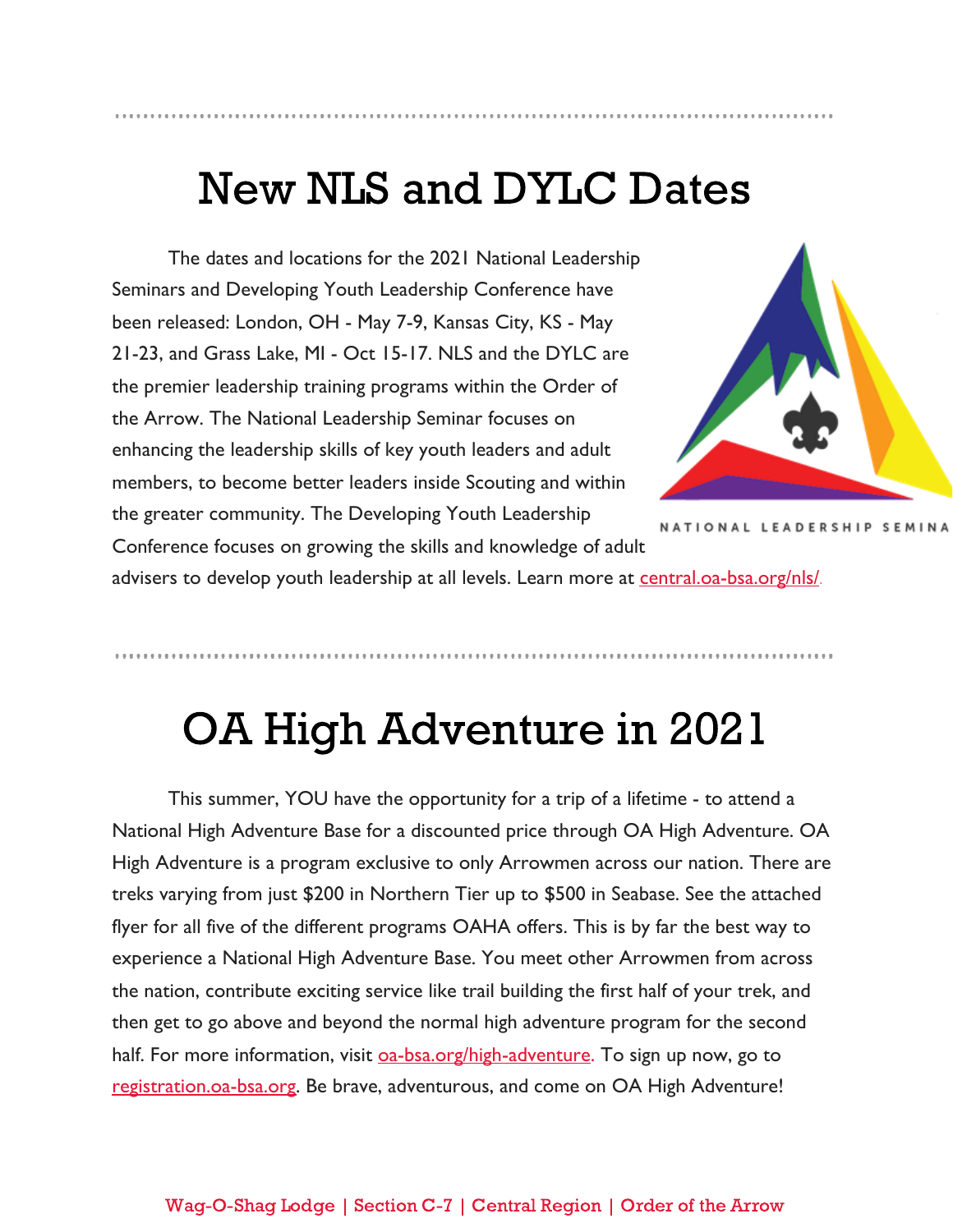# New NLS and DYLC Dates

The dates and locations for the 2021 National Leadership Seminars and Developing Youth Leadership Conference have been released: London, OH - May 7-9, Kansas City, KS - May 21-23, and Grass Lake, MI - Oct 15-17. NLS and the DYLC are the premier leadership training programs within the Order of the Arrow. The National Leadership Seminar focuses on enhancing the leadership skills of key youth leaders and adult members, to become better leaders inside Scouting and within the greater community. The Developing Youth Leadership Conference focuses on growing the skills and knowledge of adult advisers to develop youth leadership at all levels. Learn more at central.oa-bsa.org/nls/.

# OA High Adventure in 2021

This summer, YOU have the opportunity for a trip of a lifetime - to attend a National High Adventure Base for a discounted price through OA High Adventure. OA High Adventure is a program exclusive to only Arrowmen across our nation. There are treks varying from just $200 in Northern Tier up to $500 in Seabase. See the attached flyer for all five of the different programs OAHA offers. This is by far the best way to experience a National High Adventure Base. You meet other Arrowmen from across the nation, contribute exciting service like trail building the first half of your trek, and then get to go above and beyond the normal high adventure program for the second half. For more information, visit oa-bsa.org/high-adventure. To sign up now, go to registration.oa-bsa.org. Be brave, adventurous, and come on OA High Adventure!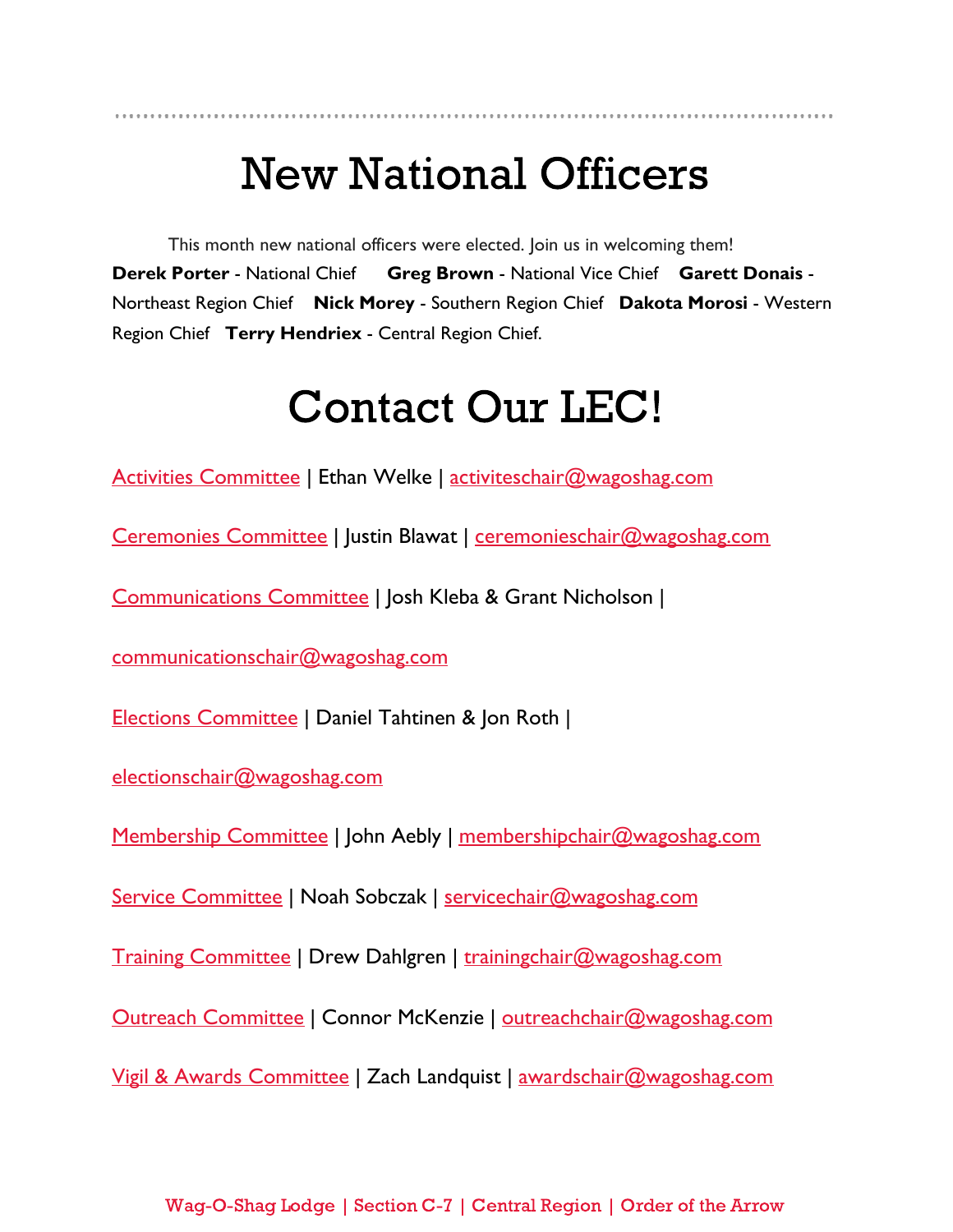# New National Officers

This month new national officers were elected. Join us in welcoming them! **Derek Porter** - National Chief **Greg Brown** - National Vice Chief **Garett Donais** - Northeast Region Chief **Nick Morey** - Southern Region Chief **Dakota Morosi** - Western Region Chief **Terry Hendriex** - Central Region Chief.

# Contact Our LEC!

Activities Committee | Ethan Welke | activiteschair@wagoshag.com

Ceremonies Committee | Justin Blawat | ceremonieschair@wagoshag.com

Communications Committee | Josh Kleba & Grant Nicholson | communicationschair@wagoshag.com

Elections Committee | Daniel Tahtinen & Jon Roth | electionschair@wagoshag.com

Membership Committee | John Aebly | membershipchair@wagoshag.com

Service Committee | Noah Sobczak | servicechair@wagoshag.com

Training Committee | Drew Dahlgren | trainingchair@wagoshag.com

Outreach Committee | Connor McKenzie | outreachchair@wagoshag.com

Vigil & Awards Committee | Zach Landquist | awardschair@wagoshag.com